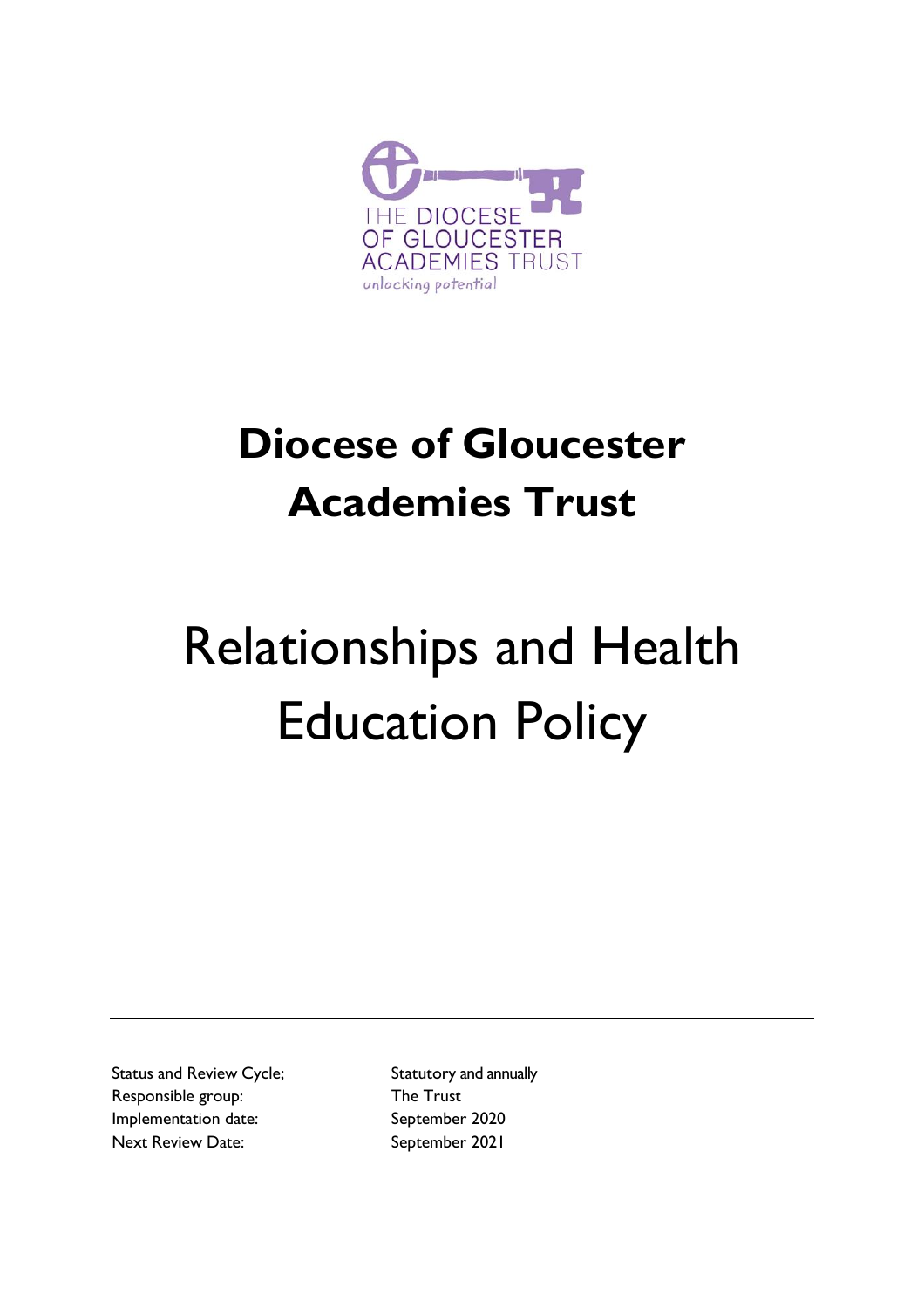THE DIOCESE OF GLOUCESTER ACADEMIES TRUST

*unlocking potential*

# Diocese of Gloucester Academies Trust

# Relationships and Health Education Policy

| | |
|---|---|
| Status and Review Cycle; | Statutory and annually |
| Responsible group: | The Trust |
| Implementation date: | September 2020 |
| Next Review Date: | September 2021 |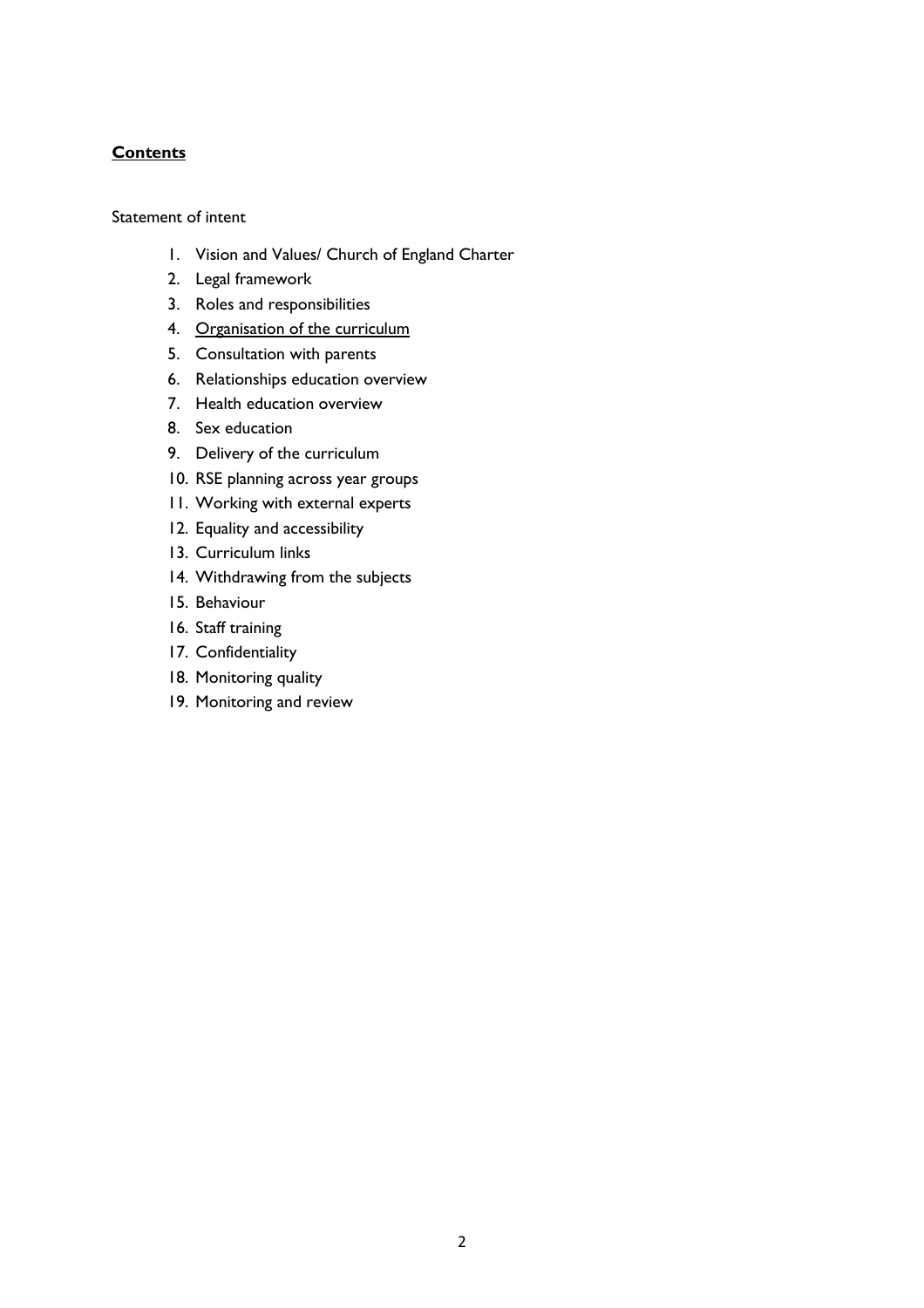## **Contents**

Statement of intent

1. Vision and Values/ Church of England Charter
2. Legal framework
3. Roles and responsibilities
4. Organisation of the curriculum
5. Consultation with parents
6. Relationships education overview
7. Health education overview
8. Sex education
9. Delivery of the curriculum
10. RSE planning across year groups
11. Working with external experts
12. Equality and accessibility
13. Curriculum links
14. Withdrawing from the subjects
15. Behaviour
16. Staff training
17. Confidentiality
18. Monitoring quality
19. Monitoring and review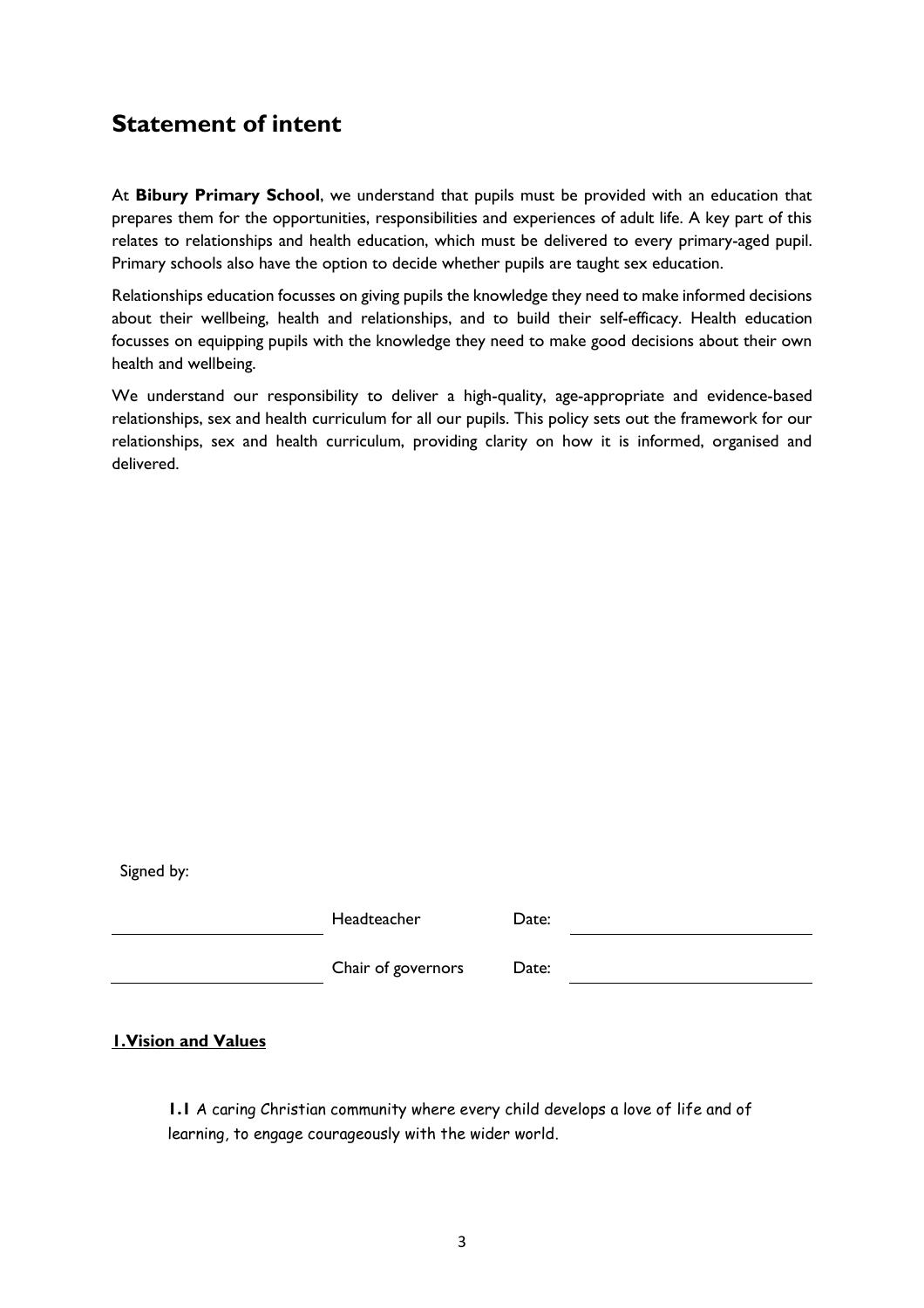# Statement of intent

At **Bibury Primary School**, we understand that pupils must be provided with an education that prepares them for the opportunities, responsibilities and experiences of adult life. A key part of this relates to relationships and health education, which must be delivered to every primary-aged pupil. Primary schools also have the option to decide whether pupils are taught sex education.

Relationships education focusses on giving pupils the knowledge they need to make informed decisions about their wellbeing, health and relationships, and to build their self-efficacy. Health education focusses on equipping pupils with the knowledge they need to make good decisions about their own health and wellbeing.

We understand our responsibility to deliver a high-quality, age-appropriate and evidence-based relationships, sex and health curriculum for all our pupils. This policy sets out the framework for our relationships, sex and health curriculum, providing clarity on how it is informed, organised and delivered.

Signed by:

| | | | |
|---|---|---|---|
| ____________________ | Headteacher | Date: | ____________________ |
| ____________________ | Chair of governors | Date: | ____________________ |

## 1.Vision and Values

**1.1** A caring Christian community where every child develops a love of life and of learning, to engage courageously with the wider world.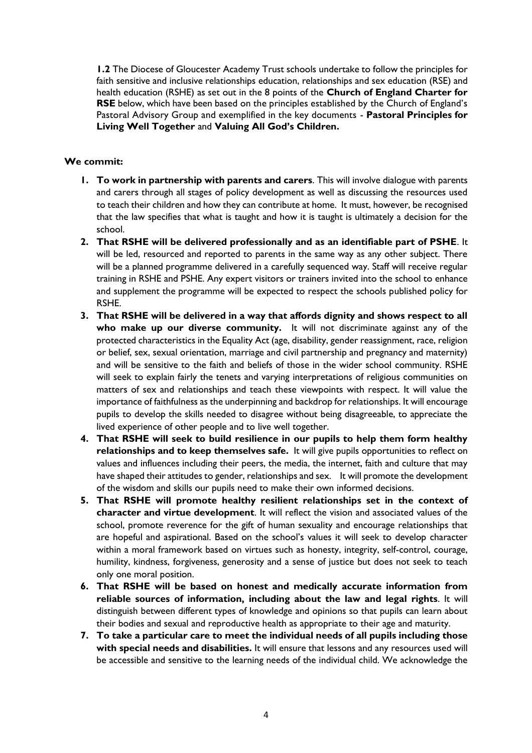**1.2** The Diocese of Gloucester Academy Trust schools undertake to follow the principles for faith sensitive and inclusive relationships education, relationships and sex education (RSE) and health education (RSHE) as set out in the 8 points of the **Church of England Charter for RSE** below, which have been based on the principles established by the Church of England's Pastoral Advisory Group and exemplified in the key documents - **Pastoral Principles for Living Well Together** and **Valuing All God's Children.**

**We commit:**

1. **To work in partnership with parents and carers**. This will involve dialogue with parents and carers through all stages of policy development as well as discussing the resources used to teach their children and how they can contribute at home. It must, however, be recognised that the law specifies that what is taught and how it is taught is ultimately a decision for the school.
2. **That RSHE will be delivered professionally and as an identifiable part of PSHE**. It will be led, resourced and reported to parents in the same way as any other subject. There will be a planned programme delivered in a carefully sequenced way. Staff will receive regular training in RSHE and PSHE. Any expert visitors or trainers invited into the school to enhance and supplement the programme will be expected to respect the schools published policy for RSHE.
3. **That RSHE will be delivered in a way that affords dignity and shows respect to all who make up our diverse community.** It will not discriminate against any of the protected characteristics in the Equality Act (age, disability, gender reassignment, race, religion or belief, sex, sexual orientation, marriage and civil partnership and pregnancy and maternity) and will be sensitive to the faith and beliefs of those in the wider school community. RSHE will seek to explain fairly the tenets and varying interpretations of religious communities on matters of sex and relationships and teach these viewpoints with respect. It will value the importance of faithfulness as the underpinning and backdrop for relationships. It will encourage pupils to develop the skills needed to disagree without being disagreeable, to appreciate the lived experience of other people and to live well together.
4. **That RSHE will seek to build resilience in our pupils to help them form healthy relationships and to keep themselves safe.** It will give pupils opportunities to reflect on values and influences including their peers, the media, the internet, faith and culture that may have shaped their attitudes to gender, relationships and sex. It will promote the development of the wisdom and skills our pupils need to make their own informed decisions.
5. **That RSHE will promote healthy resilient relationships set in the context of character and virtue development**. It will reflect the vision and associated values of the school, promote reverence for the gift of human sexuality and encourage relationships that are hopeful and aspirational. Based on the school's values it will seek to develop character within a moral framework based on virtues such as honesty, integrity, self-control, courage, humility, kindness, forgiveness, generosity and a sense of justice but does not seek to teach only one moral position.
6. **That RSHE will be based on honest and medically accurate information from reliable sources of information, including about the law and legal rights**. It will distinguish between different types of knowledge and opinions so that pupils can learn about their bodies and sexual and reproductive health as appropriate to their age and maturity.
7. **To take a particular care to meet the individual needs of all pupils including those with special needs and disabilities.** It will ensure that lessons and any resources used will be accessible and sensitive to the learning needs of the individual child. We acknowledge the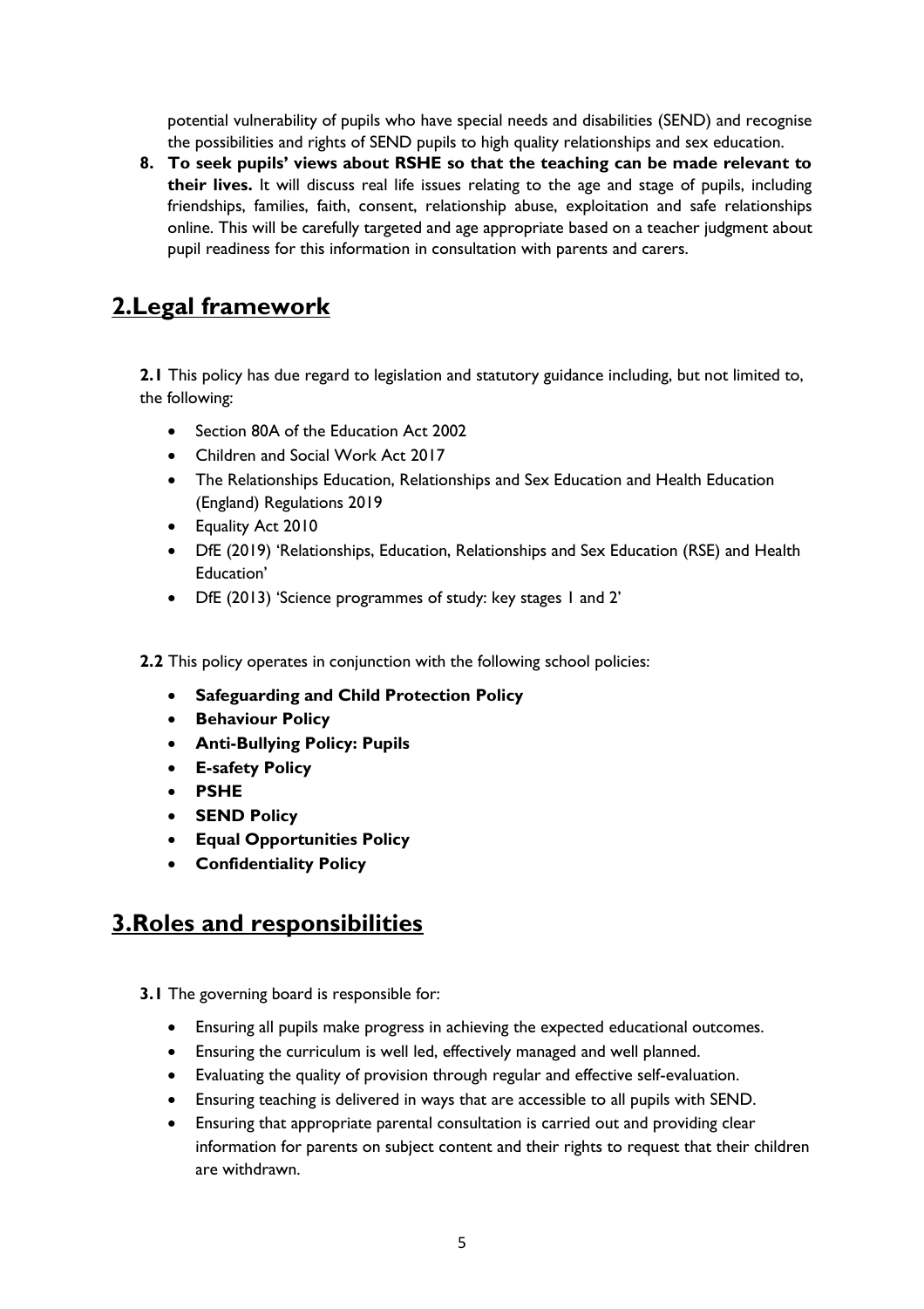potential vulnerability of pupils who have special needs and disabilities (SEND) and recognise the possibilities and rights of SEND pupils to high quality relationships and sex education.

8. **To seek pupils' views about RSHE so that the teaching can be made relevant to their lives.** It will discuss real life issues relating to the age and stage of pupils, including friendships, families, faith, consent, relationship abuse, exploitation and safe relationships online. This will be carefully targeted and age appropriate based on a teacher judgment about pupil readiness for this information in consultation with parents and carers.

## 2.Legal framework

**2.1** This policy has due regard to legislation and statutory guidance including, but not limited to, the following:

- Section 80A of the Education Act 2002
- Children and Social Work Act 2017
- The Relationships Education, Relationships and Sex Education and Health Education (England) Regulations 2019
- Equality Act 2010
- DfE (2019) 'Relationships, Education, Relationships and Sex Education (RSE) and Health Education'
- DfE (2013) 'Science programmes of study: key stages 1 and 2'

**2.2** This policy operates in conjunction with the following school policies:

- **Safeguarding and Child Protection Policy**
- **Behaviour Policy**
- **Anti-Bullying Policy: Pupils**
- **E-safety Policy**
- **PSHE**
- **SEND Policy**
- **Equal Opportunities Policy**
- **Confidentiality Policy**

## 3.Roles and responsibilities

**3.1** The governing board is responsible for:

- Ensuring all pupils make progress in achieving the expected educational outcomes.
- Ensuring the curriculum is well led, effectively managed and well planned.
- Evaluating the quality of provision through regular and effective self-evaluation.
- Ensuring teaching is delivered in ways that are accessible to all pupils with SEND.
- Ensuring that appropriate parental consultation is carried out and providing clear information for parents on subject content and their rights to request that their children are withdrawn.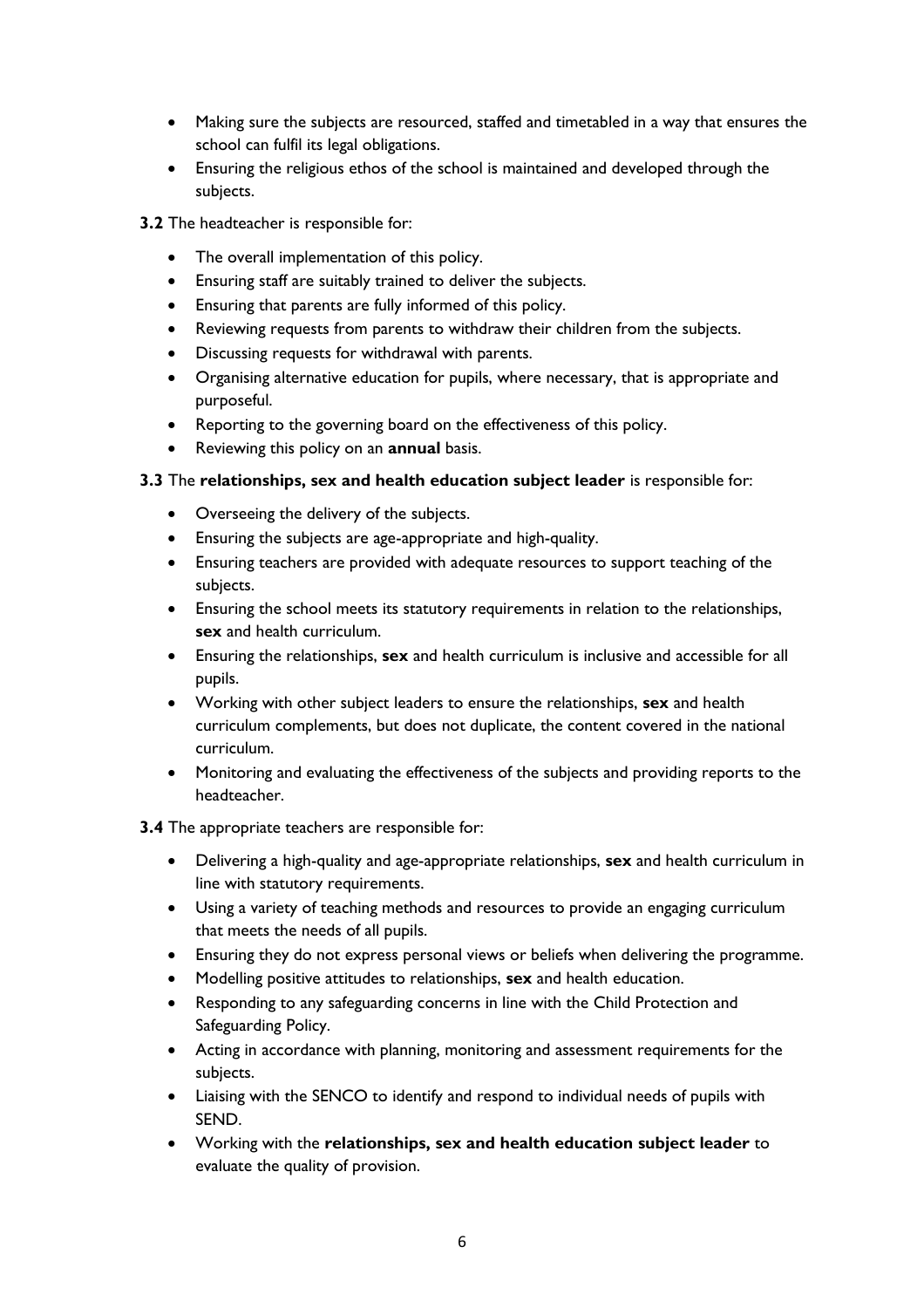- Making sure the subjects are resourced, staffed and timetabled in a way that ensures the school can fulfil its legal obligations.
- Ensuring the religious ethos of the school is maintained and developed through the subjects.

**3.2** The headteacher is responsible for:

- The overall implementation of this policy.
- Ensuring staff are suitably trained to deliver the subjects.
- Ensuring that parents are fully informed of this policy.
- Reviewing requests from parents to withdraw their children from the subjects.
- Discussing requests for withdrawal with parents.
- Organising alternative education for pupils, where necessary, that is appropriate and purposeful.
- Reporting to the governing board on the effectiveness of this policy.
- Reviewing this policy on an **annual** basis.

**3.3** The **relationships, sex and health education subject leader** is responsible for:

- Overseeing the delivery of the subjects.
- Ensuring the subjects are age-appropriate and high-quality.
- Ensuring teachers are provided with adequate resources to support teaching of the subjects.
- Ensuring the school meets its statutory requirements in relation to the relationships, **sex** and health curriculum.
- Ensuring the relationships, **sex** and health curriculum is inclusive and accessible for all pupils.
- Working with other subject leaders to ensure the relationships, **sex** and health curriculum complements, but does not duplicate, the content covered in the national curriculum.
- Monitoring and evaluating the effectiveness of the subjects and providing reports to the headteacher.

**3.4** The appropriate teachers are responsible for:

- Delivering a high-quality and age-appropriate relationships, **sex** and health curriculum in line with statutory requirements.
- Using a variety of teaching methods and resources to provide an engaging curriculum that meets the needs of all pupils.
- Ensuring they do not express personal views or beliefs when delivering the programme.
- Modelling positive attitudes to relationships, **sex** and health education.
- Responding to any safeguarding concerns in line with the Child Protection and Safeguarding Policy.
- Acting in accordance with planning, monitoring and assessment requirements for the subjects.
- Liaising with the SENCO to identify and respond to individual needs of pupils with SEND.
- Working with the **relationships, sex and health education subject leader** to evaluate the quality of provision.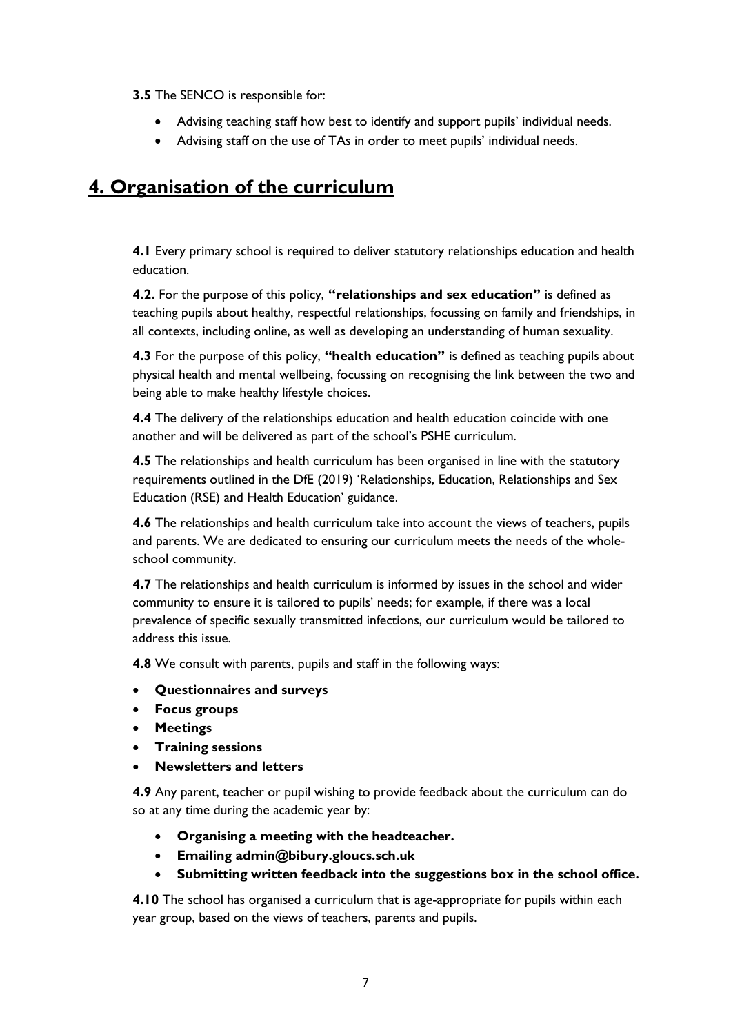**3.5** The SENCO is responsible for:

- Advising teaching staff how best to identify and support pupils' individual needs.
- Advising staff on the use of TAs in order to meet pupils' individual needs.

## 4. Organisation of the curriculum

**4.1** Every primary school is required to deliver statutory relationships education and health education.

**4.2.** For the purpose of this policy, **"relationships and sex education"** is defined as teaching pupils about healthy, respectful relationships, focussing on family and friendships, in all contexts, including online, as well as developing an understanding of human sexuality.

**4.3** For the purpose of this policy, **"health education"** is defined as teaching pupils about physical health and mental wellbeing, focussing on recognising the link between the two and being able to make healthy lifestyle choices.

**4.4** The delivery of the relationships education and health education coincide with one another and will be delivered as part of the school's PSHE curriculum.

**4.5** The relationships and health curriculum has been organised in line with the statutory requirements outlined in the DfE (2019) 'Relationships, Education, Relationships and Sex Education (RSE) and Health Education' guidance.

**4.6** The relationships and health curriculum take into account the views of teachers, pupils and parents. We are dedicated to ensuring our curriculum meets the needs of the whole-school community.

**4.7** The relationships and health curriculum is informed by issues in the school and wider community to ensure it is tailored to pupils' needs; for example, if there was a local prevalence of specific sexually transmitted infections, our curriculum would be tailored to address this issue.

**4.8** We consult with parents, pupils and staff in the following ways:

- **Questionnaires and surveys**
- **Focus groups**
- **Meetings**
- **Training sessions**
- **Newsletters and letters**

**4.9** Any parent, teacher or pupil wishing to provide feedback about the curriculum can do so at any time during the academic year by:

- **Organising a meeting with the headteacher.**
- **Emailing admin@bibury.gloucs.sch.uk**
- **Submitting written feedback into the suggestions box in the school office.**

**4.10** The school has organised a curriculum that is age-appropriate for pupils within each year group, based on the views of teachers, parents and pupils.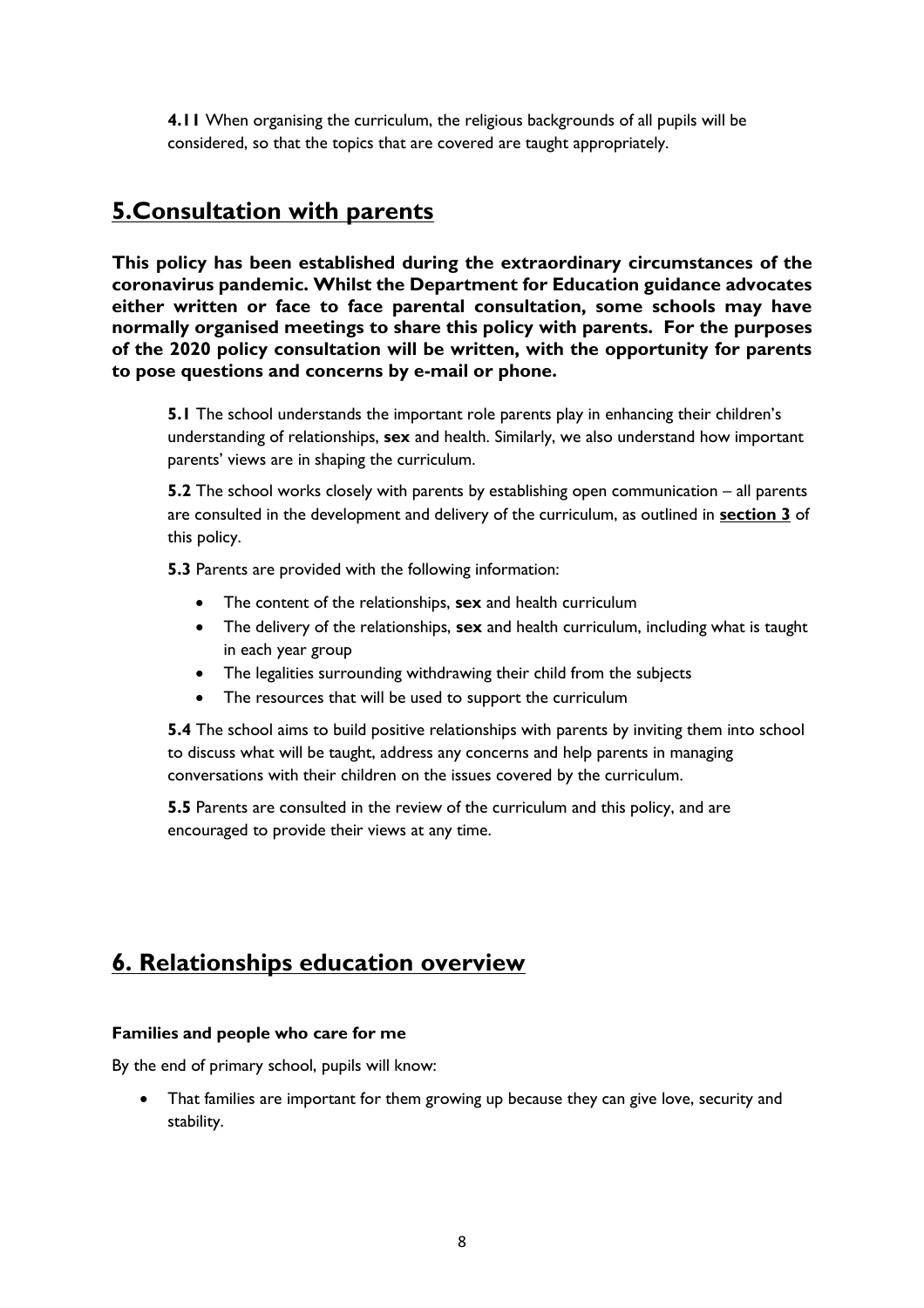**4.11** When organising the curriculum, the religious backgrounds of all pupils will be considered, so that the topics that are covered are taught appropriately.

## 5.Consultation with parents

**This policy has been established during the extraordinary circumstances of the coronavirus pandemic. Whilst the Department for Education guidance advocates either written or face to face parental consultation, some schools may have normally organised meetings to share this policy with parents. For the purposes of the 2020 policy consultation will be written, with the opportunity for parents to pose questions and concerns by e-mail or phone.**

**5.1** The school understands the important role parents play in enhancing their children's understanding of relationships, **sex** and health. Similarly, we also understand how important parents' views are in shaping the curriculum.

**5.2** The school works closely with parents by establishing open communication – all parents are consulted in the development and delivery of the curriculum, as outlined in **section 3** of this policy.

**5.3** Parents are provided with the following information:

- The content of the relationships, **sex** and health curriculum
- The delivery of the relationships, **sex** and health curriculum, including what is taught in each year group
- The legalities surrounding withdrawing their child from the subjects
- The resources that will be used to support the curriculum

**5.4** The school aims to build positive relationships with parents by inviting them into school to discuss what will be taught, address any concerns and help parents in managing conversations with their children on the issues covered by the curriculum.

**5.5** Parents are consulted in the review of the curriculum and this policy, and are encouraged to provide their views at any time.

## 6. Relationships education overview

**Families and people who care for me**

By the end of primary school, pupils will know:

- That families are important for them growing up because they can give love, security and stability.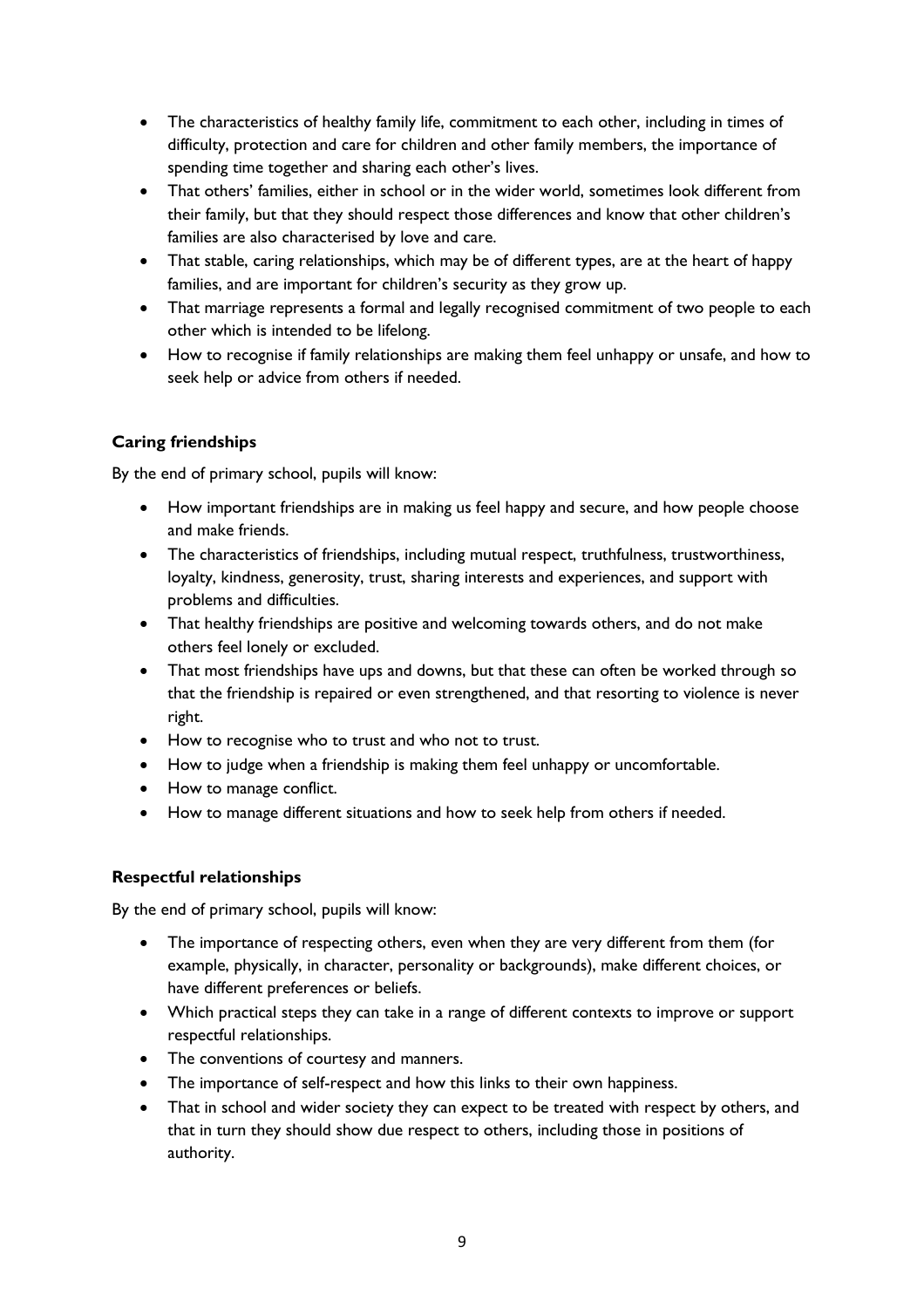- The characteristics of healthy family life, commitment to each other, including in times of difficulty, protection and care for children and other family members, the importance of spending time together and sharing each other's lives.
- That others' families, either in school or in the wider world, sometimes look different from their family, but that they should respect those differences and know that other children's families are also characterised by love and care.
- That stable, caring relationships, which may be of different types, are at the heart of happy families, and are important for children's security as they grow up.
- That marriage represents a formal and legally recognised commitment of two people to each other which is intended to be lifelong.
- How to recognise if family relationships are making them feel unhappy or unsafe, and how to seek help or advice from others if needed.

**Caring friendships**

By the end of primary school, pupils will know:

- How important friendships are in making us feel happy and secure, and how people choose and make friends.
- The characteristics of friendships, including mutual respect, truthfulness, trustworthiness, loyalty, kindness, generosity, trust, sharing interests and experiences, and support with problems and difficulties.
- That healthy friendships are positive and welcoming towards others, and do not make others feel lonely or excluded.
- That most friendships have ups and downs, but that these can often be worked through so that the friendship is repaired or even strengthened, and that resorting to violence is never right.
- How to recognise who to trust and who not to trust.
- How to judge when a friendship is making them feel unhappy or uncomfortable.
- How to manage conflict.
- How to manage different situations and how to seek help from others if needed.

**Respectful relationships**

By the end of primary school, pupils will know:

- The importance of respecting others, even when they are very different from them (for example, physically, in character, personality or backgrounds), make different choices, or have different preferences or beliefs.
- Which practical steps they can take in a range of different contexts to improve or support respectful relationships.
- The conventions of courtesy and manners.
- The importance of self-respect and how this links to their own happiness.
- That in school and wider society they can expect to be treated with respect by others, and that in turn they should show due respect to others, including those in positions of authority.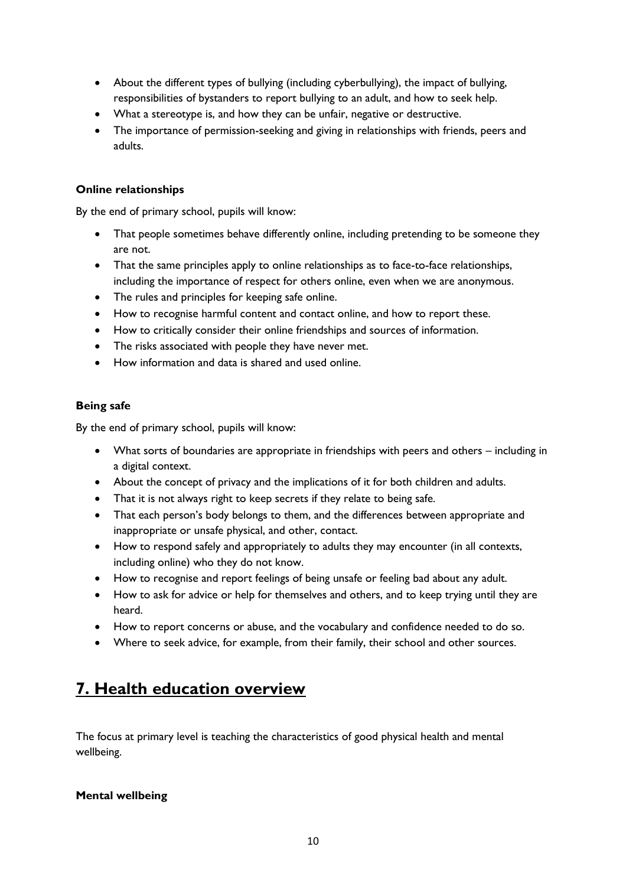- About the different types of bullying (including cyberbullying), the impact of bullying, responsibilities of bystanders to report bullying to an adult, and how to seek help.
- What a stereotype is, and how they can be unfair, negative or destructive.
- The importance of permission-seeking and giving in relationships with friends, peers and adults.

**Online relationships**

By the end of primary school, pupils will know:

- That people sometimes behave differently online, including pretending to be someone they are not.
- That the same principles apply to online relationships as to face-to-face relationships, including the importance of respect for others online, even when we are anonymous.
- The rules and principles for keeping safe online.
- How to recognise harmful content and contact online, and how to report these.
- How to critically consider their online friendships and sources of information.
- The risks associated with people they have never met.
- How information and data is shared and used online.

**Being safe**

By the end of primary school, pupils will know:

- What sorts of boundaries are appropriate in friendships with peers and others – including in a digital context.
- About the concept of privacy and the implications of it for both children and adults.
- That it is not always right to keep secrets if they relate to being safe.
- That each person's body belongs to them, and the differences between appropriate and inappropriate or unsafe physical, and other, contact.
- How to respond safely and appropriately to adults they may encounter (in all contexts, including online) who they do not know.
- How to recognise and report feelings of being unsafe or feeling bad about any adult.
- How to ask for advice or help for themselves and others, and to keep trying until they are heard.
- How to report concerns or abuse, and the vocabulary and confidence needed to do so.
- Where to seek advice, for example, from their family, their school and other sources.

## 7. Health education overview

The focus at primary level is teaching the characteristics of good physical health and mental wellbeing.

**Mental wellbeing**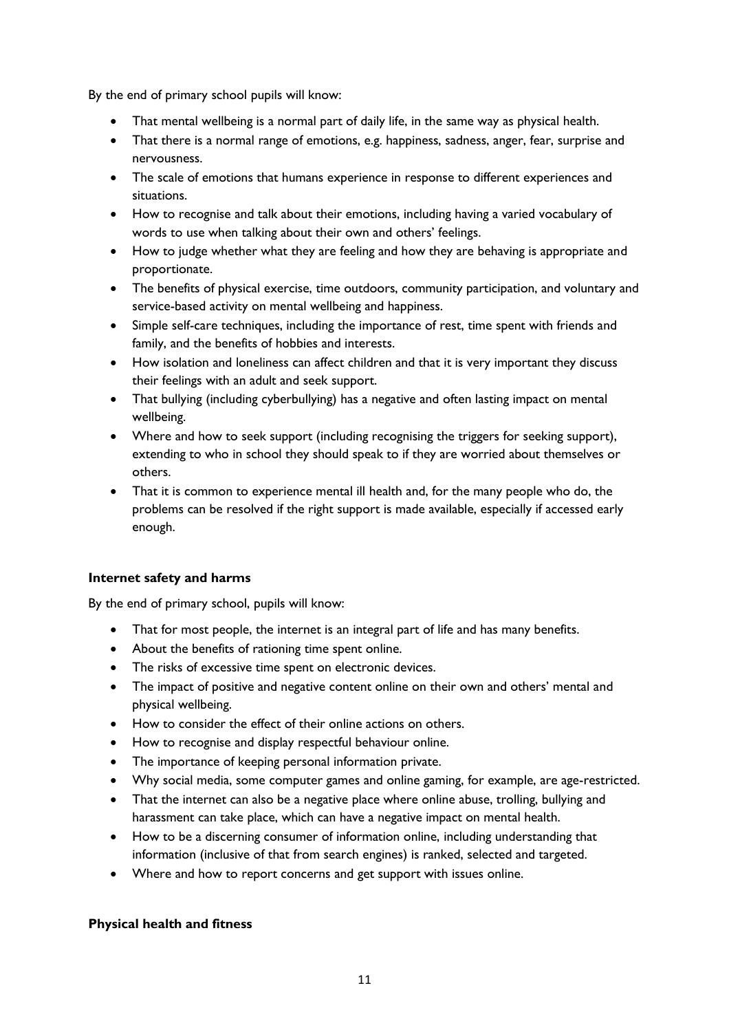By the end of primary school pupils will know:

- That mental wellbeing is a normal part of daily life, in the same way as physical health.
- That there is a normal range of emotions, e.g. happiness, sadness, anger, fear, surprise and nervousness.
- The scale of emotions that humans experience in response to different experiences and situations.
- How to recognise and talk about their emotions, including having a varied vocabulary of words to use when talking about their own and others' feelings.
- How to judge whether what they are feeling and how they are behaving is appropriate and proportionate.
- The benefits of physical exercise, time outdoors, community participation, and voluntary and service-based activity on mental wellbeing and happiness.
- Simple self-care techniques, including the importance of rest, time spent with friends and family, and the benefits of hobbies and interests.
- How isolation and loneliness can affect children and that it is very important they discuss their feelings with an adult and seek support.
- That bullying (including cyberbullying) has a negative and often lasting impact on mental wellbeing.
- Where and how to seek support (including recognising the triggers for seeking support), extending to who in school they should speak to if they are worried about themselves or others.
- That it is common to experience mental ill health and, for the many people who do, the problems can be resolved if the right support is made available, especially if accessed early enough.

**Internet safety and harms**

By the end of primary school, pupils will know:

- That for most people, the internet is an integral part of life and has many benefits.
- About the benefits of rationing time spent online.
- The risks of excessive time spent on electronic devices.
- The impact of positive and negative content online on their own and others' mental and physical wellbeing.
- How to consider the effect of their online actions on others.
- How to recognise and display respectful behaviour online.
- The importance of keeping personal information private.
- Why social media, some computer games and online gaming, for example, are age-restricted.
- That the internet can also be a negative place where online abuse, trolling, bullying and harassment can take place, which can have a negative impact on mental health.
- How to be a discerning consumer of information online, including understanding that information (inclusive of that from search engines) is ranked, selected and targeted.
- Where and how to report concerns and get support with issues online.

**Physical health and fitness**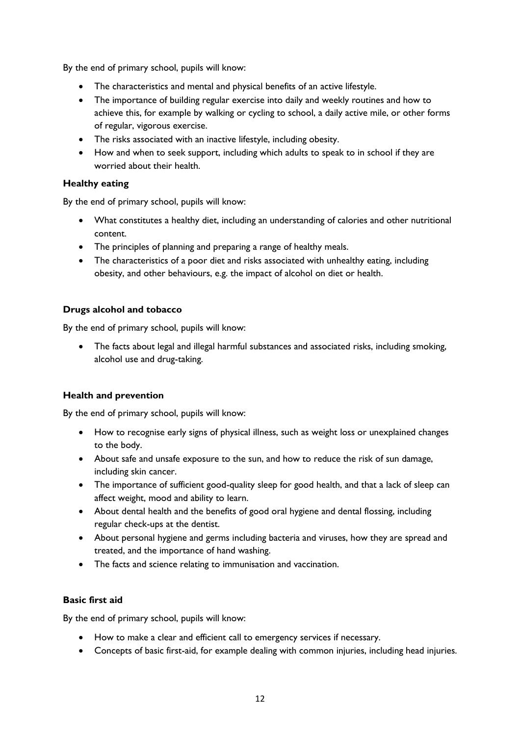By the end of primary school, pupils will know:

- The characteristics and mental and physical benefits of an active lifestyle.
- The importance of building regular exercise into daily and weekly routines and how to achieve this, for example by walking or cycling to school, a daily active mile, or other forms of regular, vigorous exercise.
- The risks associated with an inactive lifestyle, including obesity.
- How and when to seek support, including which adults to speak to in school if they are worried about their health.

**Healthy eating**

By the end of primary school, pupils will know:

- What constitutes a healthy diet, including an understanding of calories and other nutritional content.
- The principles of planning and preparing a range of healthy meals.
- The characteristics of a poor diet and risks associated with unhealthy eating, including obesity, and other behaviours, e.g. the impact of alcohol on diet or health.

**Drugs alcohol and tobacco**

By the end of primary school, pupils will know:

- The facts about legal and illegal harmful substances and associated risks, including smoking, alcohol use and drug-taking.

**Health and prevention**

By the end of primary school, pupils will know:

- How to recognise early signs of physical illness, such as weight loss or unexplained changes to the body.
- About safe and unsafe exposure to the sun, and how to reduce the risk of sun damage, including skin cancer.
- The importance of sufficient good-quality sleep for good health, and that a lack of sleep can affect weight, mood and ability to learn.
- About dental health and the benefits of good oral hygiene and dental flossing, including regular check-ups at the dentist.
- About personal hygiene and germs including bacteria and viruses, how they are spread and treated, and the importance of hand washing.
- The facts and science relating to immunisation and vaccination.

**Basic first aid**

By the end of primary school, pupils will know:

- How to make a clear and efficient call to emergency services if necessary.
- Concepts of basic first-aid, for example dealing with common injuries, including head injuries.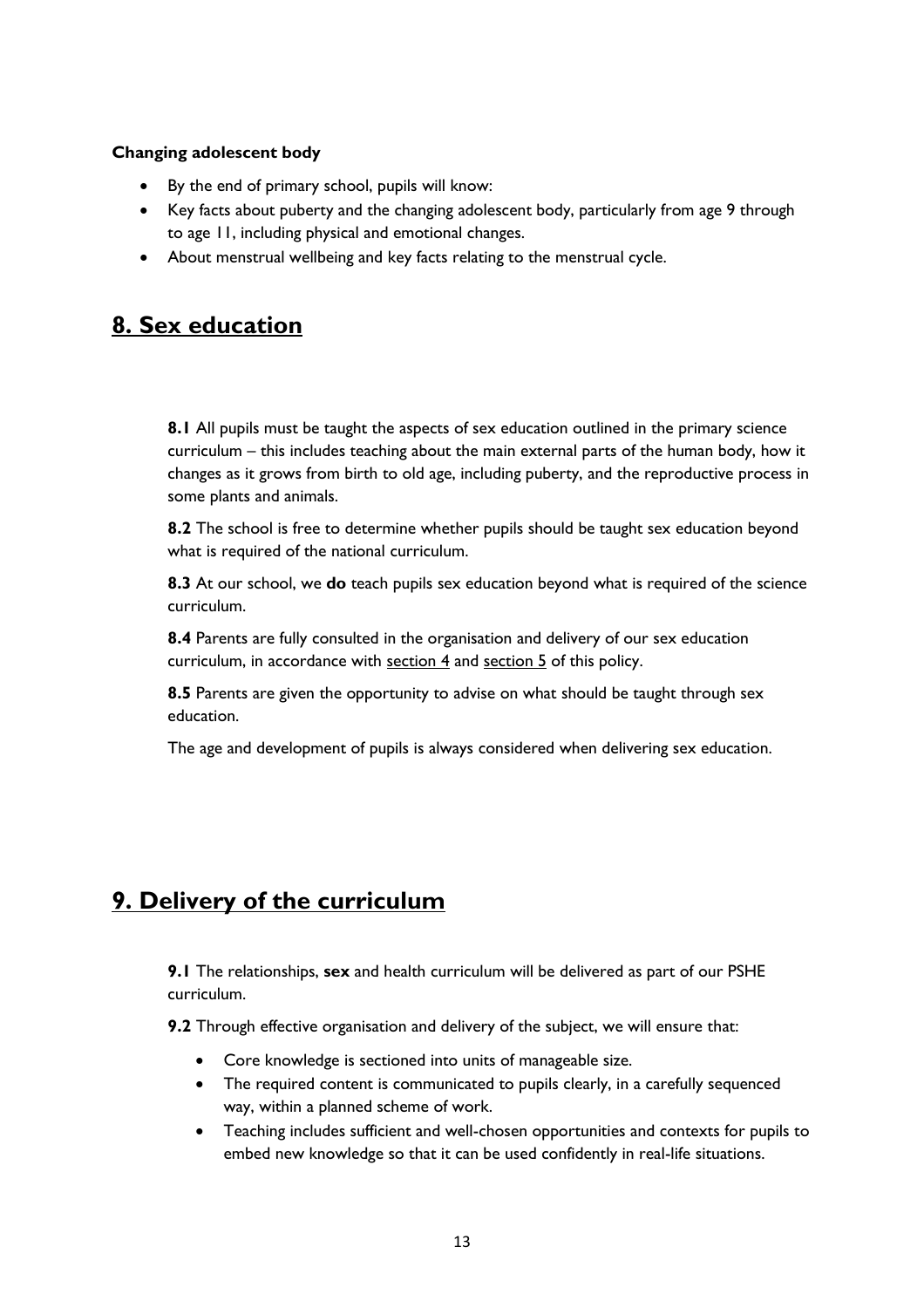**Changing adolescent body**

- By the end of primary school, pupils will know:
- Key facts about puberty and the changing adolescent body, particularly from age 9 through to age 11, including physical and emotional changes.
- About menstrual wellbeing and key facts relating to the menstrual cycle.

## 8. Sex education

**8.1** All pupils must be taught the aspects of sex education outlined in the primary science curriculum – this includes teaching about the main external parts of the human body, how it changes as it grows from birth to old age, including puberty, and the reproductive process in some plants and animals.

**8.2** The school is free to determine whether pupils should be taught sex education beyond what is required of the national curriculum.

**8.3** At our school, we **do** teach pupils sex education beyond what is required of the science curriculum.

**8.4** Parents are fully consulted in the organisation and delivery of our sex education curriculum, in accordance with section 4 and section 5 of this policy.

**8.5** Parents are given the opportunity to advise on what should be taught through sex education.

The age and development of pupils is always considered when delivering sex education.

## 9. Delivery of the curriculum

**9.1** The relationships, **sex** and health curriculum will be delivered as part of our PSHE curriculum.

**9.2** Through effective organisation and delivery of the subject, we will ensure that:

- Core knowledge is sectioned into units of manageable size.
- The required content is communicated to pupils clearly, in a carefully sequenced way, within a planned scheme of work.
- Teaching includes sufficient and well-chosen opportunities and contexts for pupils to embed new knowledge so that it can be used confidently in real-life situations.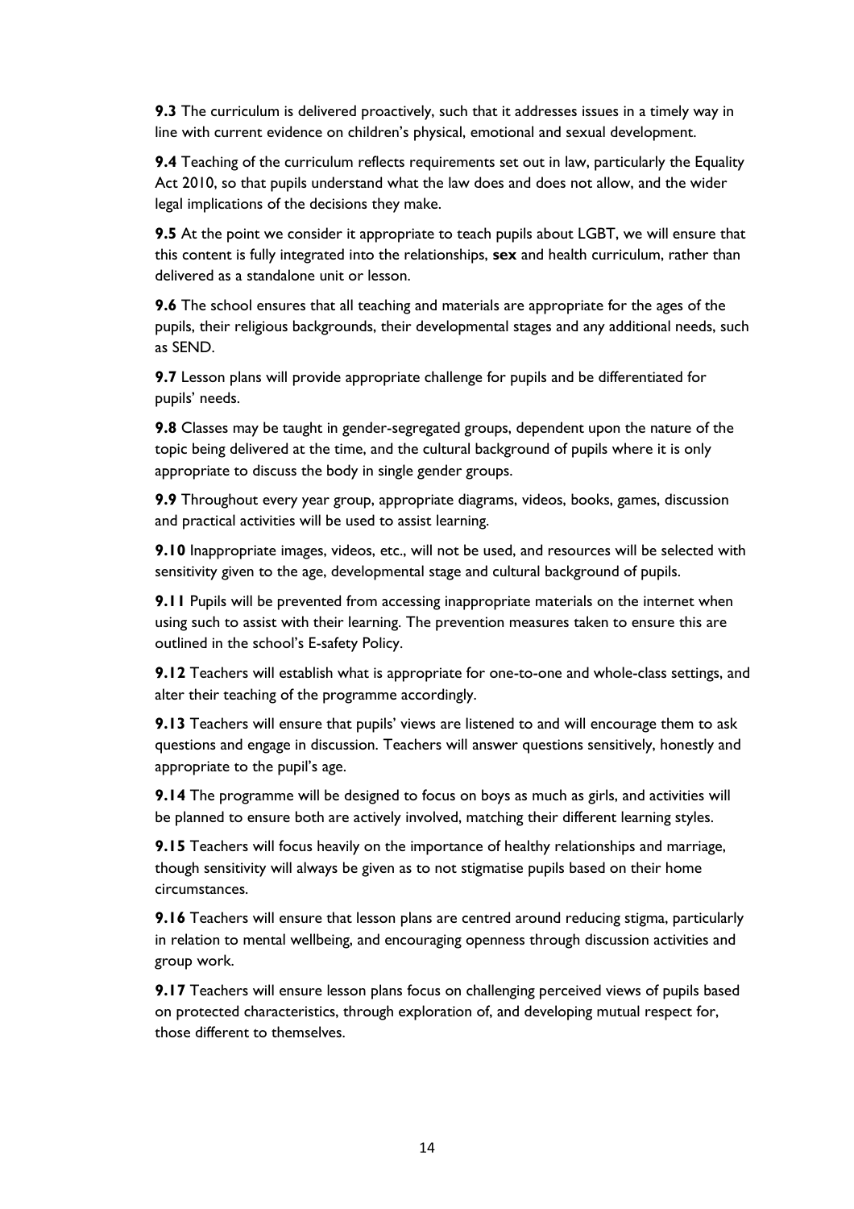**9.3** The curriculum is delivered proactively, such that it addresses issues in a timely way in line with current evidence on children's physical, emotional and sexual development.

**9.4** Teaching of the curriculum reflects requirements set out in law, particularly the Equality Act 2010, so that pupils understand what the law does and does not allow, and the wider legal implications of the decisions they make.

**9.5** At the point we consider it appropriate to teach pupils about LGBT, we will ensure that this content is fully integrated into the relationships, **sex** and health curriculum, rather than delivered as a standalone unit or lesson.

**9.6** The school ensures that all teaching and materials are appropriate for the ages of the pupils, their religious backgrounds, their developmental stages and any additional needs, such as SEND.

**9.7** Lesson plans will provide appropriate challenge for pupils and be differentiated for pupils' needs.

**9.8** Classes may be taught in gender-segregated groups, dependent upon the nature of the topic being delivered at the time, and the cultural background of pupils where it is only appropriate to discuss the body in single gender groups.

**9.9** Throughout every year group, appropriate diagrams, videos, books, games, discussion and practical activities will be used to assist learning.

**9.10** Inappropriate images, videos, etc., will not be used, and resources will be selected with sensitivity given to the age, developmental stage and cultural background of pupils.

**9.11** Pupils will be prevented from accessing inappropriate materials on the internet when using such to assist with their learning. The prevention measures taken to ensure this are outlined in the school's E-safety Policy.

**9.12** Teachers will establish what is appropriate for one-to-one and whole-class settings, and alter their teaching of the programme accordingly.

**9.13** Teachers will ensure that pupils' views are listened to and will encourage them to ask questions and engage in discussion. Teachers will answer questions sensitively, honestly and appropriate to the pupil's age.

**9.14** The programme will be designed to focus on boys as much as girls, and activities will be planned to ensure both are actively involved, matching their different learning styles.

**9.15** Teachers will focus heavily on the importance of healthy relationships and marriage, though sensitivity will always be given as to not stigmatise pupils based on their home circumstances.

**9.16** Teachers will ensure that lesson plans are centred around reducing stigma, particularly in relation to mental wellbeing, and encouraging openness through discussion activities and group work.

**9.17** Teachers will ensure lesson plans focus on challenging perceived views of pupils based on protected characteristics, through exploration of, and developing mutual respect for, those different to themselves.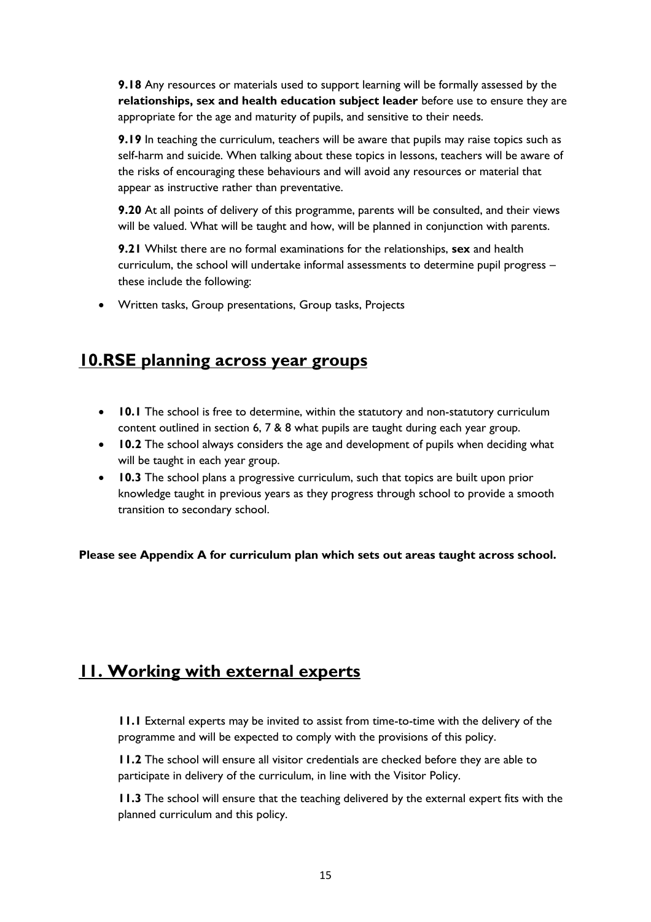**9.18** Any resources or materials used to support learning will be formally assessed by the **relationships, sex and health education subject leader** before use to ensure they are appropriate for the age and maturity of pupils, and sensitive to their needs.

**9.19** In teaching the curriculum, teachers will be aware that pupils may raise topics such as self-harm and suicide. When talking about these topics in lessons, teachers will be aware of the risks of encouraging these behaviours and will avoid any resources or material that appear as instructive rather than preventative.

**9.20** At all points of delivery of this programme, parents will be consulted, and their views will be valued. What will be taught and how, will be planned in conjunction with parents.

**9.21** Whilst there are no formal examinations for the relationships, **sex** and health curriculum, the school will undertake informal assessments to determine pupil progress – these include the following:

- Written tasks, Group presentations, Group tasks, Projects

## 10.RSE planning across year groups

- **10.1** The school is free to determine, within the statutory and non-statutory curriculum content outlined in section 6, 7 & 8 what pupils are taught during each year group.
- **10.2** The school always considers the age and development of pupils when deciding what will be taught in each year group.
- **10.3** The school plans a progressive curriculum, such that topics are built upon prior knowledge taught in previous years as they progress through school to provide a smooth transition to secondary school.

**Please see Appendix A for curriculum plan which sets out areas taught across school.**

## 11. Working with external experts

**11.1** External experts may be invited to assist from time-to-time with the delivery of the programme and will be expected to comply with the provisions of this policy.

**11.2** The school will ensure all visitor credentials are checked before they are able to participate in delivery of the curriculum, in line with the Visitor Policy.

**11.3** The school will ensure that the teaching delivered by the external expert fits with the planned curriculum and this policy.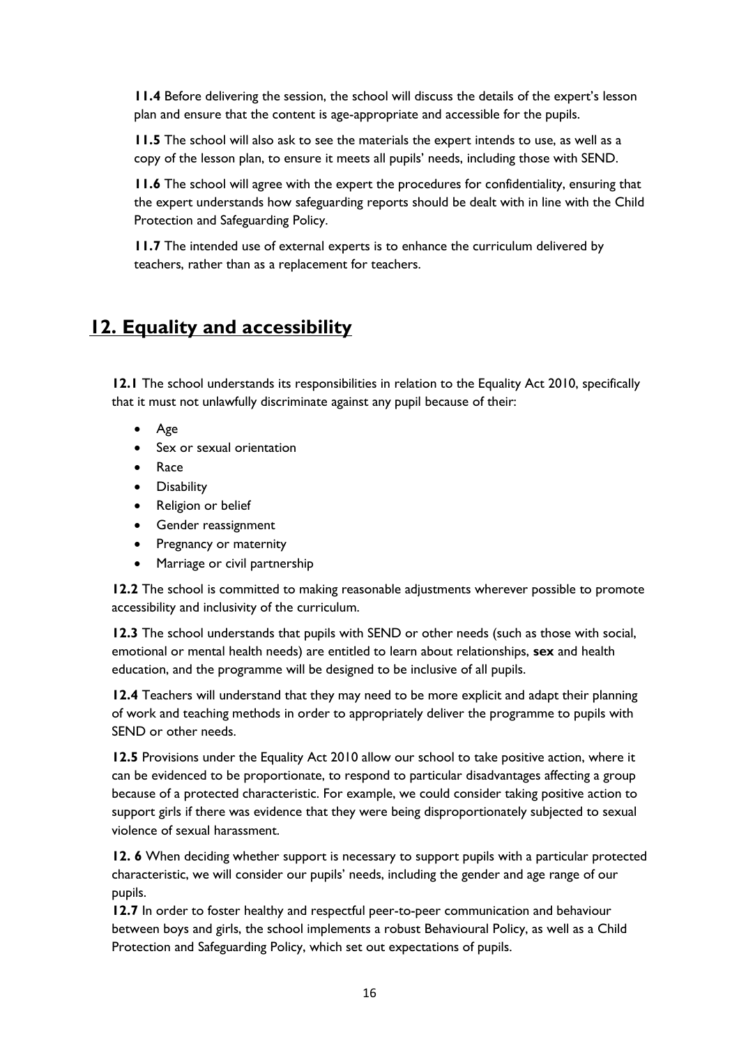**11.4** Before delivering the session, the school will discuss the details of the expert's lesson plan and ensure that the content is age-appropriate and accessible for the pupils.

**11.5** The school will also ask to see the materials the expert intends to use, as well as a copy of the lesson plan, to ensure it meets all pupils' needs, including those with SEND.

**11.6** The school will agree with the expert the procedures for confidentiality, ensuring that the expert understands how safeguarding reports should be dealt with in line with the Child Protection and Safeguarding Policy.

**11.7** The intended use of external experts is to enhance the curriculum delivered by teachers, rather than as a replacement for teachers.

## 12. Equality and accessibility

**12.1** The school understands its responsibilities in relation to the Equality Act 2010, specifically that it must not unlawfully discriminate against any pupil because of their:

- Age
- Sex or sexual orientation
- Race
- Disability
- Religion or belief
- Gender reassignment
- Pregnancy or maternity
- Marriage or civil partnership

**12.2** The school is committed to making reasonable adjustments wherever possible to promote accessibility and inclusivity of the curriculum.

**12.3** The school understands that pupils with SEND or other needs (such as those with social, emotional or mental health needs) are entitled to learn about relationships, **sex** and health education, and the programme will be designed to be inclusive of all pupils.

**12.4** Teachers will understand that they may need to be more explicit and adapt their planning of work and teaching methods in order to appropriately deliver the programme to pupils with SEND or other needs.

**12.5** Provisions under the Equality Act 2010 allow our school to take positive action, where it can be evidenced to be proportionate, to respond to particular disadvantages affecting a group because of a protected characteristic. For example, we could consider taking positive action to support girls if there was evidence that they were being disproportionately subjected to sexual violence of sexual harassment.

**12. 6** When deciding whether support is necessary to support pupils with a particular protected characteristic, we will consider our pupils' needs, including the gender and age range of our pupils.

**12.7** In order to foster healthy and respectful peer-to-peer communication and behaviour between boys and girls, the school implements a robust Behavioural Policy, as well as a Child Protection and Safeguarding Policy, which set out expectations of pupils.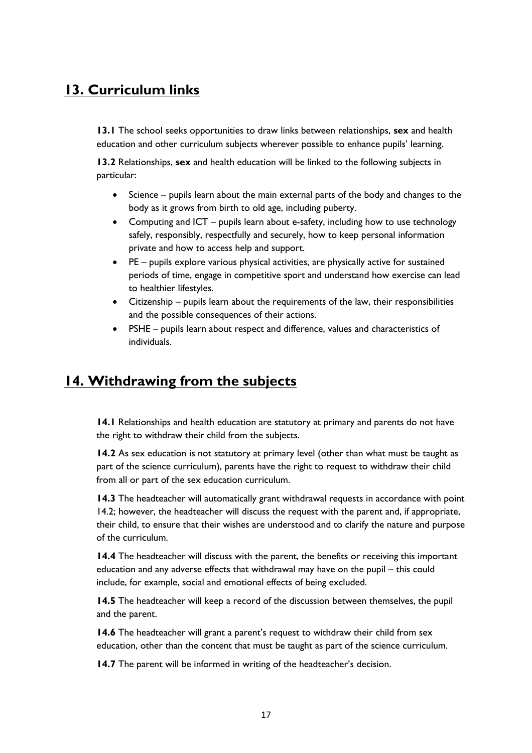## 13. Curriculum links

**13.1** The school seeks opportunities to draw links between relationships, **sex** and health education and other curriculum subjects wherever possible to enhance pupils' learning.

**13.2** Relationships, **sex** and health education will be linked to the following subjects in particular:

- Science – pupils learn about the main external parts of the body and changes to the body as it grows from birth to old age, including puberty.
- Computing and ICT – pupils learn about e-safety, including how to use technology safely, responsibly, respectfully and securely, how to keep personal information private and how to access help and support.
- PE – pupils explore various physical activities, are physically active for sustained periods of time, engage in competitive sport and understand how exercise can lead to healthier lifestyles.
- Citizenship – pupils learn about the requirements of the law, their responsibilities and the possible consequences of their actions.
- PSHE – pupils learn about respect and difference, values and characteristics of individuals.

## 14. Withdrawing from the subjects

**14.1** Relationships and health education are statutory at primary and parents do not have the right to withdraw their child from the subjects.

**14.2** As sex education is not statutory at primary level (other than what must be taught as part of the science curriculum), parents have the right to request to withdraw their child from all or part of the sex education curriculum.

**14.3** The headteacher will automatically grant withdrawal requests in accordance with point 14.2; however, the headteacher will discuss the request with the parent and, if appropriate, their child, to ensure that their wishes are understood and to clarify the nature and purpose of the curriculum.

**14.4** The headteacher will discuss with the parent, the benefits or receiving this important education and any adverse effects that withdrawal may have on the pupil – this could include, for example, social and emotional effects of being excluded.

**14.5** The headteacher will keep a record of the discussion between themselves, the pupil and the parent.

**14.6** The headteacher will grant a parent's request to withdraw their child from sex education, other than the content that must be taught as part of the science curriculum.

**14.7** The parent will be informed in writing of the headteacher's decision.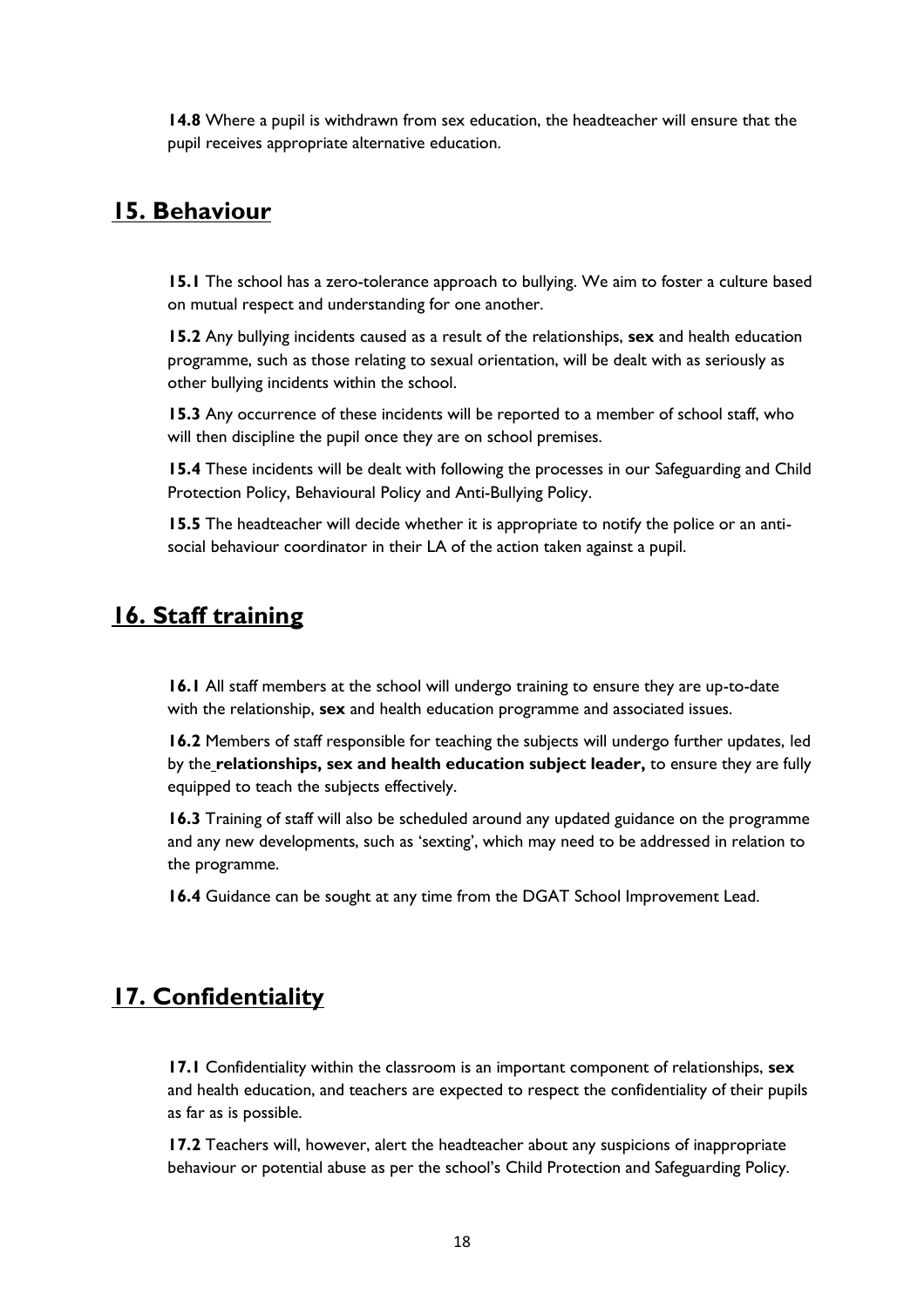**14.8** Where a pupil is withdrawn from sex education, the headteacher will ensure that the pupil receives appropriate alternative education.

## 15. Behaviour

**15.1** The school has a zero-tolerance approach to bullying. We aim to foster a culture based on mutual respect and understanding for one another.

**15.2** Any bullying incidents caused as a result of the relationships, **sex** and health education programme, such as those relating to sexual orientation, will be dealt with as seriously as other bullying incidents within the school.

**15.3** Any occurrence of these incidents will be reported to a member of school staff, who will then discipline the pupil once they are on school premises.

**15.4** These incidents will be dealt with following the processes in our Safeguarding and Child Protection Policy, Behavioural Policy and Anti-Bullying Policy.

**15.5** The headteacher will decide whether it is appropriate to notify the police or an anti-social behaviour coordinator in their LA of the action taken against a pupil.

## 16. Staff training

**16.1** All staff members at the school will undergo training to ensure they are up-to-date with the relationship, **sex** and health education programme and associated issues.

**16.2** Members of staff responsible for teaching the subjects will undergo further updates, led by the **relationships, sex and health education subject leader,** to ensure they are fully equipped to teach the subjects effectively.

**16.3** Training of staff will also be scheduled around any updated guidance on the programme and any new developments, such as 'sexting', which may need to be addressed in relation to the programme.

**16.4** Guidance can be sought at any time from the DGAT School Improvement Lead.

## 17. Confidentiality

**17.1** Confidentiality within the classroom is an important component of relationships, **sex** and health education, and teachers are expected to respect the confidentiality of their pupils as far as is possible.

**17.2** Teachers will, however, alert the headteacher about any suspicions of inappropriate behaviour or potential abuse as per the school's Child Protection and Safeguarding Policy.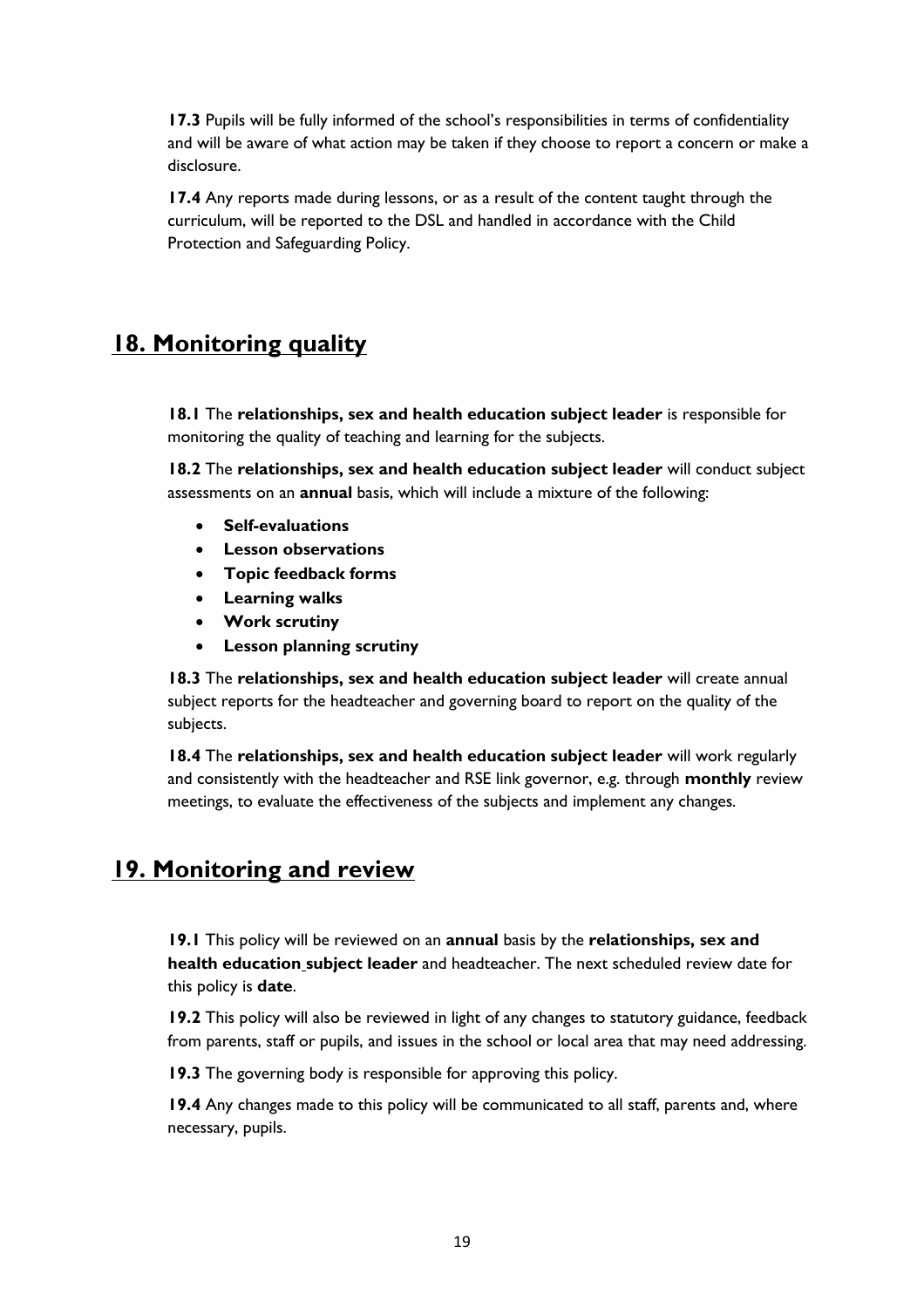**17.3** Pupils will be fully informed of the school's responsibilities in terms of confidentiality and will be aware of what action may be taken if they choose to report a concern or make a disclosure.

**17.4** Any reports made during lessons, or as a result of the content taught through the curriculum, will be reported to the DSL and handled in accordance with the Child Protection and Safeguarding Policy.

## 18. Monitoring quality

**18.1** The **relationships, sex and health education subject leader** is responsible for monitoring the quality of teaching and learning for the subjects.

**18.2** The **relationships, sex and health education subject leader** will conduct subject assessments on an **annual** basis, which will include a mixture of the following:

- **Self-evaluations**
- **Lesson observations**
- **Topic feedback forms**
- **Learning walks**
- **Work scrutiny**
- **Lesson planning scrutiny**

**18.3** The **relationships, sex and health education subject leader** will create annual subject reports for the headteacher and governing board to report on the quality of the subjects.

**18.4** The **relationships, sex and health education subject leader** will work regularly and consistently with the headteacher and RSE link governor, e.g. through **monthly** review meetings, to evaluate the effectiveness of the subjects and implement any changes.

## 19. Monitoring and review

**19.1** This policy will be reviewed on an **annual** basis by the **relationships, sex and health education subject leader** and headteacher. The next scheduled review date for this policy is **date**.

**19.2** This policy will also be reviewed in light of any changes to statutory guidance, feedback from parents, staff or pupils, and issues in the school or local area that may need addressing.

**19.3** The governing body is responsible for approving this policy.

**19.4** Any changes made to this policy will be communicated to all staff, parents and, where necessary, pupils.